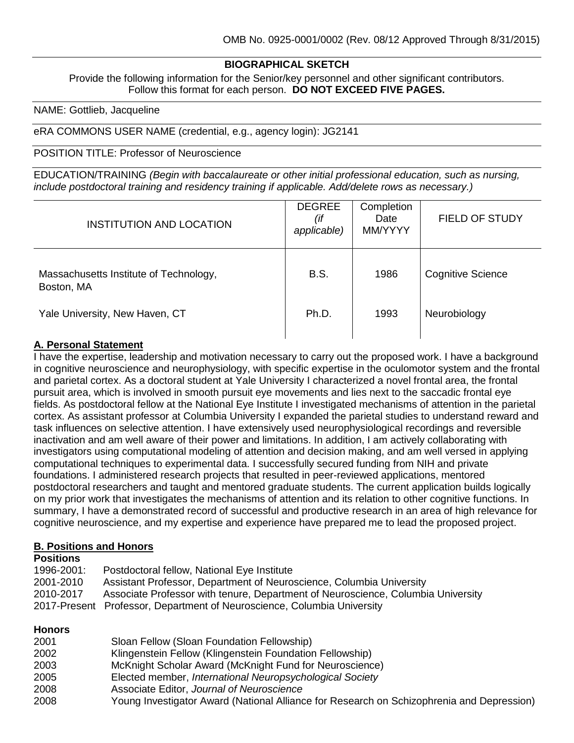OMB No. 0925-0001/0002 (Rev. 08/12 Approved Through 8/31/2015)

## BIOGRAPHICAL SKETCH

Provide the following information for the Senior/key personnel and other significant contributors.
Follow this format for each person. **DO NOT EXCEED FIVE PAGES.**

NAME: Gottlieb, Jacqueline

eRA COMMONS USER NAME (credential, e.g., agency login): JG2141

POSITION TITLE: Professor of Neuroscience

EDUCATION/TRAINING *(Begin with baccalaureate or other initial professional education, such as nursing, include postdoctoral training and residency training if applicable. Add/delete rows as necessary.)*

| INSTITUTION AND LOCATION | DEGREE *(if applicable)* | Completion Date MM/YYYY | FIELD OF STUDY |
|---|---|---|---|
| Massachusetts Institute of Technology, Boston, MA | B.S. | 1986 | Cognitive Science |
| Yale University, New Haven, CT | Ph.D. | 1993 | Neurobiology |

### A. Personal Statement

I have the expertise, leadership and motivation necessary to carry out the proposed work. I have a background in cognitive neuroscience and neurophysiology, with specific expertise in the oculomotor system and the frontal and parietal cortex. As a doctoral student at Yale University I characterized a novel frontal area, the frontal pursuit area, which is involved in smooth pursuit eye movements and lies next to the saccadic frontal eye fields. As postdoctoral fellow at the National Eye Institute I investigated mechanisms of attention in the parietal cortex. As assistant professor at Columbia University I expanded the parietal studies to understand reward and task influences on selective attention. I have extensively used neurophysiological recordings and reversible inactivation and am well aware of their power and limitations. In addition, I am actively collaborating with investigators using computational modeling of attention and decision making, and am well versed in applying computational techniques to experimental data. I successfully secured funding from NIH and private foundations. I administered research projects that resulted in peer-reviewed applications, mentored postdoctoral researchers and taught and mentored graduate students. The current application builds logically on my prior work that investigates the mechanisms of attention and its relation to other cognitive functions. In summary, I have a demonstrated record of successful and productive research in an area of high relevance for cognitive neuroscience, and my expertise and experience have prepared me to lead the proposed project.

### B. Positions and Honors

**Positions**

1996-2001: Postdoctoral fellow, National Eye Institute
2001-2010 Assistant Professor, Department of Neuroscience, Columbia University
2010-2017 Associate Professor with tenure, Department of Neuroscience, Columbia University
2017-Present Professor, Department of Neuroscience, Columbia University

**Honors**

2001 Sloan Fellow (Sloan Foundation Fellowship)
2002 Klingenstein Fellow (Klingenstein Foundation Fellowship)
2003 McKnight Scholar Award (McKnight Fund for Neuroscience)
2005 Elected member, *International Neuropsychological Society*
2008 Associate Editor, *Journal of Neuroscience*
2008 Young Investigator Award (National Alliance for Research on Schizophrenia and Depression)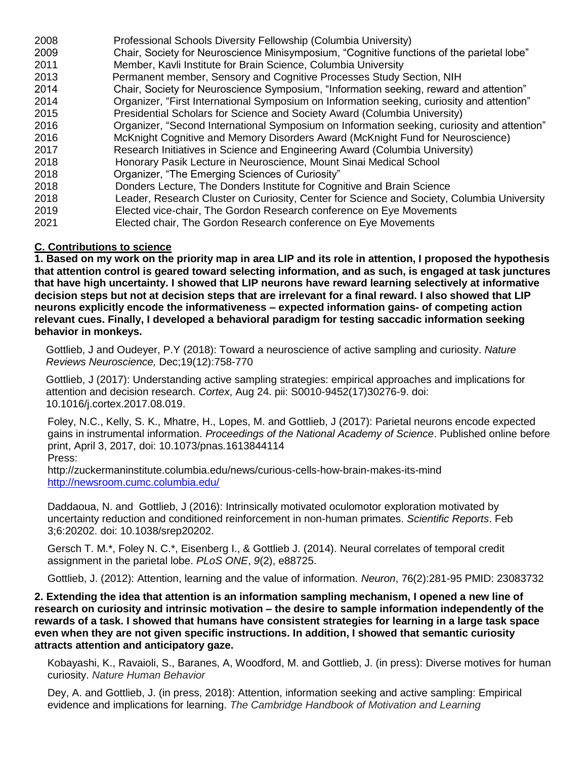| | |
|---|---|
| 2008 | Professional Schools Diversity Fellowship (Columbia University) |
| 2009 | Chair, Society for Neuroscience Minisymposium, "Cognitive functions of the parietal lobe" |
| 2011 | Member, Kavli Institute for Brain Science, Columbia University |
| 2013 | Permanent member, Sensory and Cognitive Processes Study Section, NIH |
| 2014 | Chair, Society for Neuroscience Symposium, "Information seeking, reward and attention" |
| 2014 | Organizer, "First International Symposium on Information seeking, curiosity and attention" |
| 2015 | Presidential Scholars for Science and Society Award (Columbia University) |
| 2016 | Organizer, "Second International Symposium on Information seeking, curiosity and attention" |
| 2016 | McKnight Cognitive and Memory Disorders Award (McKnight Fund for Neuroscience) |
| 2017 | Research Initiatives in Science and Engineering Award (Columbia University) |
| 2018 | Honorary Pasik Lecture in Neuroscience, Mount Sinai Medical School |
| 2018 | Organizer, "The Emerging Sciences of Curiosity" |
| 2018 | Donders Lecture, The Donders Institute for Cognitive and Brain Science |
| 2018 | Leader, Research Cluster on Curiosity, Center for Science and Society, Columbia University |
| 2019 | Elected vice-chair, The Gordon Research conference on Eye Movements |
| 2021 | Elected chair, The Gordon Research conference on Eye Movements |

**C. Contributions to science**

**1. Based on my work on the priority map in area LIP and its role in attention, I proposed the hypothesis that attention control is geared toward selecting information, and as such, is engaged at task junctures that have high uncertainty. I showed that LIP neurons have reward learning selectively at informative decision steps but not at decision steps that are irrelevant for a final reward. I also showed that LIP neurons explicitly encode the informativeness – expected information gains- of competing action relevant cues. Finally, I developed a behavioral paradigm for testing saccadic information seeking behavior in monkeys.**

Gottlieb, J and Oudeyer, P.Y (2018): Toward a neuroscience of active sampling and curiosity. *Nature Reviews Neuroscience,* Dec;19(12):758-770

Gottlieb, J (2017): Understanding active sampling strategies: empirical approaches and implications for attention and decision research. *Cortex*, Aug 24. pii: S0010-9452(17)30276-9. doi: 10.1016/j.cortex.2017.08.019.

Foley, N.C., Kelly, S. K., Mhatre, H., Lopes, M. and Gottlieb, J (2017): Parietal neurons encode expected gains in instrumental information. *Proceedings of the National Academy of Science*. Published online before print, April 3, 2017, doi: 10.1073/pnas.1613844114
Press:
http://zuckermaninstitute.columbia.edu/news/curious-cells-how-brain-makes-its-mind
http://newsroom.cumc.columbia.edu/

Daddaoua, N. and Gottlieb, J (2016): Intrinsically motivated oculomotor exploration motivated by uncertainty reduction and conditioned reinforcement in non-human primates. *Scientific Reports*. Feb 3;6:20202. doi: 10.1038/srep20202.

Gersch T. M.*, Foley N. C.*, Eisenberg I., & Gottlieb J. (2014). Neural correlates of temporal credit assignment in the parietal lobe. *PLoS ONE*, *9*(2), e88725.

Gottlieb, J. (2012): Attention, learning and the value of information. *Neuron*, 76(2):281-95 PMID: 23083732

**2. Extending the idea that attention is an information sampling mechanism, I opened a new line of research on curiosity and intrinsic motivation – the desire to sample information independently of the rewards of a task. I showed that humans have consistent strategies for learning in a large task space even when they are not given specific instructions. In addition, I showed that semantic curiosity attracts attention and anticipatory gaze.**

Kobayashi, K., Ravaioli, S., Baranes, A, Woodford, M. and Gottlieb, J. (in press): Diverse motives for human curiosity. *Nature Human Behavior*

Dey, A. and Gottlieb, J. (in press, 2018): Attention, information seeking and active sampling: Empirical evidence and implications for learning. *The Cambridge Handbook of Motivation and Learning*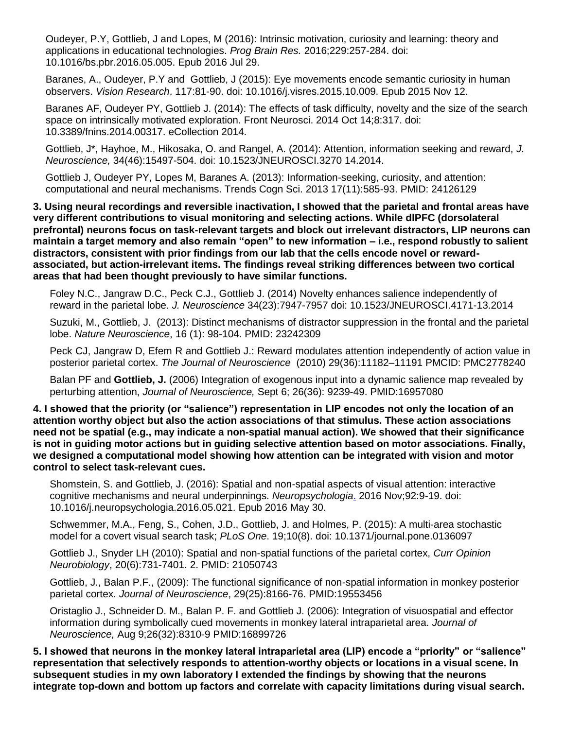Oudeyer, P.Y, Gottlieb, J and Lopes, M (2016): Intrinsic motivation, curiosity and learning: theory and applications in educational technologies. *Prog Brain Res.* 2016;229:257-284. doi: 10.1016/bs.pbr.2016.05.005. Epub 2016 Jul 29.

Baranes, A., Oudeyer, P.Y and Gottlieb, J (2015): Eye movements encode semantic curiosity in human observers. *Vision Research*. 117:81-90. doi: 10.1016/j.visres.2015.10.009. Epub 2015 Nov 12.

Baranes AF, Oudeyer PY, Gottlieb J. (2014): The effects of task difficulty, novelty and the size of the search space on intrinsically motivated exploration. Front Neurosci. 2014 Oct 14;8:317. doi: 10.3389/fnins.2014.00317. eCollection 2014.

Gottlieb, J*, Hayhoe, M., Hikosaka, O. and Rangel, A. (2014): Attention, information seeking and reward, *J. Neuroscience,* 34(46):15497-504. doi: 10.1523/JNEUROSCI.3270 14.2014.

Gottlieb J, Oudeyer PY, Lopes M, Baranes A. (2013): Information-seeking, curiosity, and attention: computational and neural mechanisms. Trends Cogn Sci. 2013 17(11):585-93. PMID: 24126129

**3. Using neural recordings and reversible inactivation, I showed that the parietal and frontal areas have very different contributions to visual monitoring and selecting actions. While dlPFC (dorsolateral prefrontal) neurons focus on task-relevant targets and block out irrelevant distractors, LIP neurons can maintain a target memory and also remain "open" to new information – i.e., respond robustly to salient distractors, consistent with prior findings from our lab that the cells encode novel or reward-associated, but action-irrelevant items. The findings reveal striking differences between two cortical areas that had been thought previously to have similar functions.**

Foley N.C., Jangraw D.C., Peck C.J., Gottlieb J. (2014) Novelty enhances salience independently of reward in the parietal lobe. *J. Neuroscience* 34(23):7947-7957 doi: 10.1523/JNEUROSCI.4171-13.2014

Suzuki, M., Gottlieb, J. (2013): Distinct mechanisms of distractor suppression in the frontal and the parietal lobe. *Nature Neuroscience*, 16 (1): 98-104. PMID: 23242309

Peck CJ, Jangraw D, Efem R and Gottlieb J.: Reward modulates attention independently of action value in posterior parietal cortex. *The Journal of Neuroscience* (2010) 29(36):11182–11191 PMCID: PMC2778240

Balan PF and **Gottlieb, J.** (2006) Integration of exogenous input into a dynamic salience map revealed by perturbing attention, *Journal of Neuroscience,* Sept 6; 26(36): 9239-49. PMID:16957080

**4. I showed that the priority (or "salience") representation in LIP encodes not only the location of an attention worthy object but also the action associations of that stimulus. These action associations need not be spatial (e.g., may indicate a non-spatial manual action). We showed that their significance is not in guiding motor actions but in guiding selective attention based on motor associations. Finally, we designed a computational model showing how attention can be integrated with vision and motor control to select task-relevant cues.**

Shomstein, S. and Gottlieb, J. (2016): Spatial and non-spatial aspects of visual attention: interactive cognitive mechanisms and neural underpinnings. *Neuropsychologia*. 2016 Nov;92:9-19. doi: 10.1016/j.neuropsychologia.2016.05.021. Epub 2016 May 30.

Schwemmer, M.A., Feng, S., Cohen, J.D., Gottlieb, J. and Holmes, P. (2015): A multi-area stochastic model for a covert visual search task; *PLoS One*. 19;10(8). doi: 10.1371/journal.pone.0136097

Gottlieb J., Snyder LH (2010): Spatial and non-spatial functions of the parietal cortex, *Curr Opinion Neurobiology*, 20(6):731-7401. 2. PMID: 21050743

Gottlieb, J., Balan P.F., (2009): The functional significance of non-spatial information in monkey posterior parietal cortex. *Journal of Neuroscience*, 29(25):8166-76. PMID:19553456

Oristaglio J., Schneider D. M., Balan P. F. and Gottlieb J. (2006): Integration of visuospatial and effector information during symbolically cued movements in monkey lateral intraparietal area. *Journal of Neuroscience,* Aug 9;26(32):8310-9 PMID:16899726

**5. I showed that neurons in the monkey lateral intraparietal area (LIP) encode a "priority" or "salience" representation that selectively responds to attention-worthy objects or locations in a visual scene. In subsequent studies in my own laboratory I extended the findings by showing that the neurons integrate top-down and bottom up factors and correlate with capacity limitations during visual search.**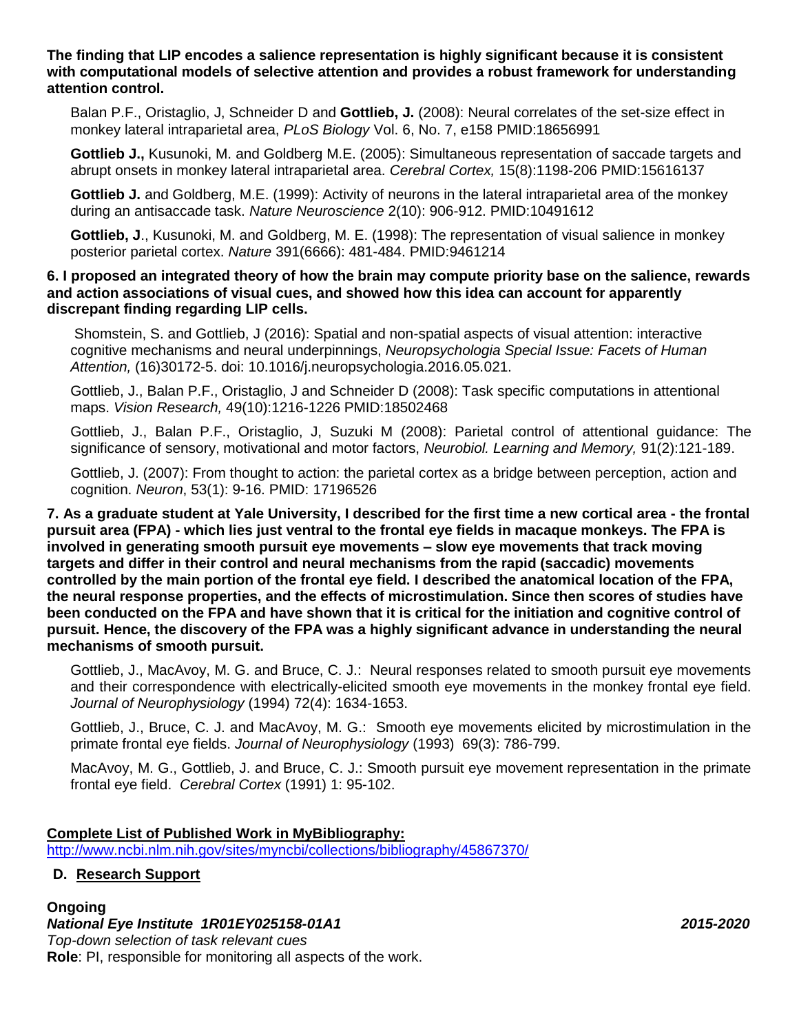**The finding that LIP encodes a salience representation is highly significant because it is consistent with computational models of selective attention and provides a robust framework for understanding attention control.**

Balan P.F., Oristaglio, J, Schneider D and **Gottlieb, J.** (2008): Neural correlates of the set-size effect in monkey lateral intraparietal area, *PLoS Biology* Vol. 6, No. 7, e158 PMID:18656991

**Gottlieb J.,** Kusunoki, M. and Goldberg M.E. (2005): Simultaneous representation of saccade targets and abrupt onsets in monkey lateral intraparietal area. *Cerebral Cortex,* 15(8):1198-206 PMID:15616137

**Gottlieb J.** and Goldberg, M.E. (1999): Activity of neurons in the lateral intraparietal area of the monkey during an antisaccade task. *Nature Neuroscience* 2(10): 906-912. PMID:10491612

**Gottlieb, J**., Kusunoki, M. and Goldberg, M. E. (1998): The representation of visual salience in monkey posterior parietal cortex. *Nature* 391(6666): 481-484. PMID:9461214

**6. I proposed an integrated theory of how the brain may compute priority base on the salience, rewards and action associations of visual cues, and showed how this idea can account for apparently discrepant finding regarding LIP cells.**

Shomstein, S. and Gottlieb, J (2016): Spatial and non-spatial aspects of visual attention: interactive cognitive mechanisms and neural underpinnings, *Neuropsychologia Special Issue: Facets of Human Attention,* (16)30172-5. doi: 10.1016/j.neuropsychologia.2016.05.021.

Gottlieb, J., Balan P.F., Oristaglio, J and Schneider D (2008): Task specific computations in attentional maps. *Vision Research,* 49(10):1216-1226 PMID:18502468

Gottlieb, J., Balan P.F., Oristaglio, J, Suzuki M (2008): Parietal control of attentional guidance: The significance of sensory, motivational and motor factors, *Neurobiol. Learning and Memory,* 91(2):121-189.

Gottlieb, J. (2007): From thought to action: the parietal cortex as a bridge between perception, action and cognition. *Neuron*, 53(1): 9-16. PMID: 17196526

**7. As a graduate student at Yale University, I described for the first time a new cortical area - the frontal pursuit area (FPA) - which lies just ventral to the frontal eye fields in macaque monkeys. The FPA is involved in generating smooth pursuit eye movements – slow eye movements that track moving targets and differ in their control and neural mechanisms from the rapid (saccadic) movements controlled by the main portion of the frontal eye field. I described the anatomical location of the FPA, the neural response properties, and the effects of microstimulation. Since then scores of studies have been conducted on the FPA and have shown that it is critical for the initiation and cognitive control of pursuit. Hence, the discovery of the FPA was a highly significant advance in understanding the neural mechanisms of smooth pursuit.**

Gottlieb, J., MacAvoy, M. G. and Bruce, C. J.: Neural responses related to smooth pursuit eye movements and their correspondence with electrically-elicited smooth eye movements in the monkey frontal eye field. *Journal of Neurophysiology* (1994) 72(4): 1634-1653.

Gottlieb, J., Bruce, C. J. and MacAvoy, M. G.: Smooth eye movements elicited by microstimulation in the primate frontal eye fields. *Journal of Neurophysiology* (1993) 69(3): 786-799.

MacAvoy, M. G., Gottlieb, J. and Bruce, C. J.: Smooth pursuit eye movement representation in the primate frontal eye field. *Cerebral Cortex* (1991) 1: 95-102.

**Complete List of Published Work in MyBibliography:**
http://www.ncbi.nlm.nih.gov/sites/myncbi/collections/bibliography/45867370/

## D. Research Support

**Ongoing**

***National Eye Institute 1R01EY025158-01A1*** ***2015-2020***

*Top-down selection of task relevant cues*

**Role**: PI, responsible for monitoring all aspects of the work.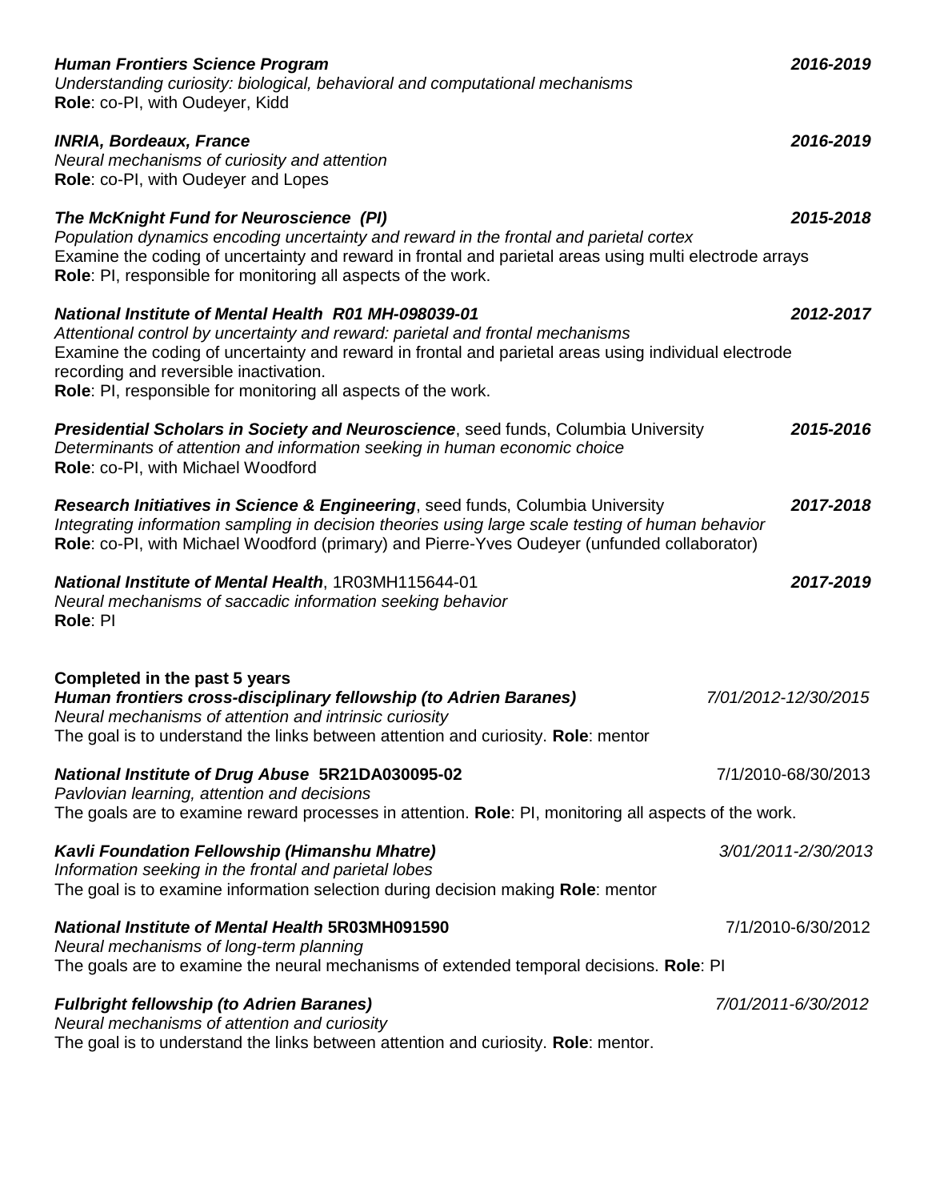***Human Frontiers Science Program*** ***2016-2019***
*Understanding curiosity: biological, behavioral and computational mechanisms*
**Role**: co-PI, with Oudeyer, Kidd

***INRIA, Bordeaux, France*** ***2016-2019***
*Neural mechanisms of curiosity and attention*
**Role**: co-PI, with Oudeyer and Lopes

***The McKnight Fund for Neuroscience (PI)*** ***2015-2018***
*Population dynamics encoding uncertainty and reward in the frontal and parietal cortex*
Examine the coding of uncertainty and reward in frontal and parietal areas using multi electrode arrays
**Role**: PI, responsible for monitoring all aspects of the work.

***National Institute of Mental Health R01 MH-098039-01*** ***2012-2017***
*Attentional control by uncertainty and reward: parietal and frontal mechanisms*
Examine the coding of uncertainty and reward in frontal and parietal areas using individual electrode recording and reversible inactivation.
**Role**: PI, responsible for monitoring all aspects of the work.

***Presidential Scholars in Society and Neuroscience***, seed funds, Columbia University ***2015-2016***
*Determinants of attention and information seeking in human economic choice*
**Role**: co-PI, with Michael Woodford

***Research Initiatives in Science & Engineering***, seed funds, Columbia University ***2017-2018***
*Integrating information sampling in decision theories using large scale testing of human behavior*
**Role**: co-PI, with Michael Woodford (primary) and Pierre-Yves Oudeyer (unfunded collaborator)

***National Institute of Mental Health***, 1R03MH115644-01 ***2017-2019***
*Neural mechanisms of saccadic information seeking behavior*
**Role**: PI

**Completed in the past 5 years**

***Human frontiers cross-disciplinary fellowship (to Adrien Baranes)*** *7/01/2012-12/30/2015*
*Neural mechanisms of attention and intrinsic curiosity*
The goal is to understand the links between attention and curiosity. **Role**: mentor

***National Institute of Drug Abuse* 5R21DA030095-02** 7/1/2010-68/30/2013
*Pavlovian learning, attention and decisions*
The goals are to examine reward processes in attention. **Role**: PI, monitoring all aspects of the work.

***Kavli Foundation Fellowship (Himanshu Mhatre)*** *3/01/2011-2/30/2013*
*Information seeking in the frontal and parietal lobes*
The goal is to examine information selection during decision making **Role**: mentor

***National Institute of Mental Health* 5R03MH091590** 7/1/2010-6/30/2012
*Neural mechanisms of long-term planning*
The goals are to examine the neural mechanisms of extended temporal decisions. **Role**: PI

***Fulbright fellowship (to Adrien Baranes)*** *7/01/2011-6/30/2012*
*Neural mechanisms of attention and curiosity*
The goal is to understand the links between attention and curiosity. **Role**: mentor.